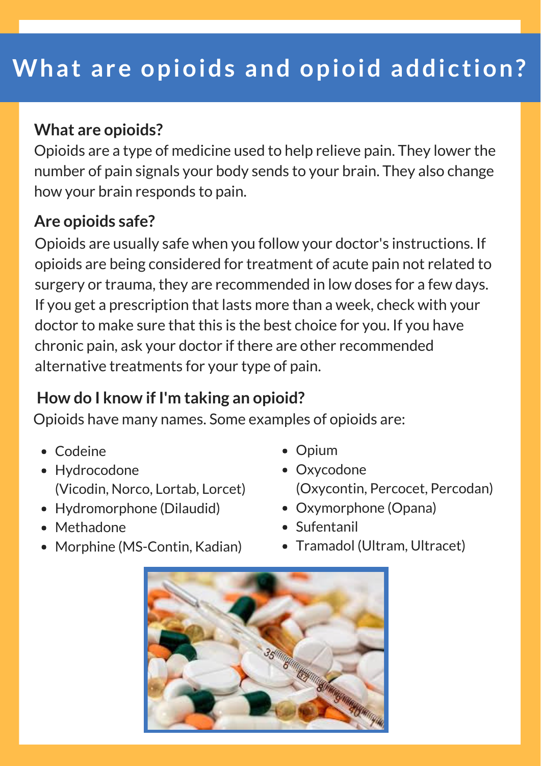# What are opioids and opioid addiction?

### What are opioids?

Opioids are a type of medicine used to help relieve pain. They lower the number of pain signals your body sends to your brain. They also change how your brain responds to pain.

### Are opioids safe?

Opioids are usually safe when you follow your doctor's instructions. If opioids are being considered for treatment of acute pain not related to surgery or trauma, they are recommended in low doses for a few days. If you get a prescription that lasts more than a week, check with your doctor to make sure that this is the best choice for you. If you have chronic pain, ask your doctor if there are other recommended alternative treatments for your type of pain.

### How do I know if I'm taking an opioid?

Opioids have many names. Some examples of opioids are:

- Codeine
- Hydrocodone (Vicodin, Norco, Lortab, Lorcet)
- Hydromorphone (Dilaudid)
- Methadone
- Morphine (MS-Contin, Kadian)
- Opium
- Oxycodone (Oxycontin, Percocet, Percodan)
- Oxymorphone (Opana)
- Sufentanil
- Tramadol (Ultram, Ultracet)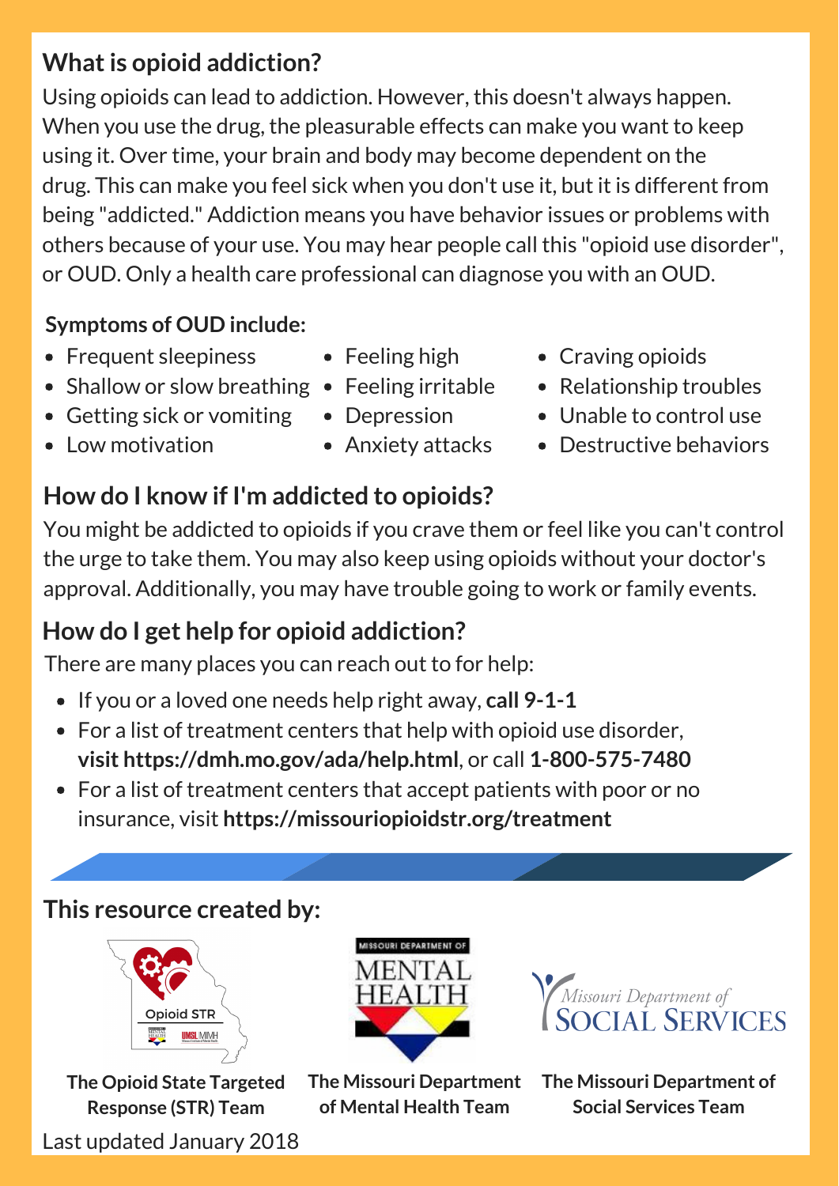## What is opioid addiction?

Using opioids can lead to addiction. However, this doesn't always happen. When you use the drug, the pleasurable effects can make you want to keep using it. Over time, your brain and body may become dependent on the drug. This can make you feel sick when you don't use it, but it is different from being "addicted." Addiction means you have behavior issues or problems with others because of your use. You may hear people call this "opioid use disorder", or OUD. Only a health care professional can diagnose you with an OUD.

### Symptoms of OUD include:

- Frequent sleepiness
- Shallow or slow breathing
- Getting sick or vomiting
- Low motivation
- Feeling high
- Feeling irritable
- Depression
- Anxiety attacks
- Craving opioids
- Relationship troubles
- Unable to control use
- Destructive behaviors

## How do I know if I'm addicted to opioids?

You might be addicted to opioids if you crave them or feel like you can't control the urge to take them. You may also keep using opioids without your doctor's approval. Additionally, you may have trouble going to work or family events.

## How do I get help for opioid addiction?

There are many places you can reach out to for help:

- If you or a loved one needs help right away, **call 9-1-1**
- For a list of treatment centers that help with opioid use disorder, **visit https://dmh.mo.gov/ada/help.html**, or call **1-800-575-7480**
- For a list of treatment centers that accept patients with poor or no insurance, visit **https://missouriopioidstr.org/treatment**

## This resource created by:

Opioid STR

**The Opioid State Targeted Response (STR) Team**

Missouri Department of Mental Health

**The Missouri Department of Mental Health Team**

Missouri Department of Social Services

**The Missouri Department of Social Services Team**

Last updated January 2018